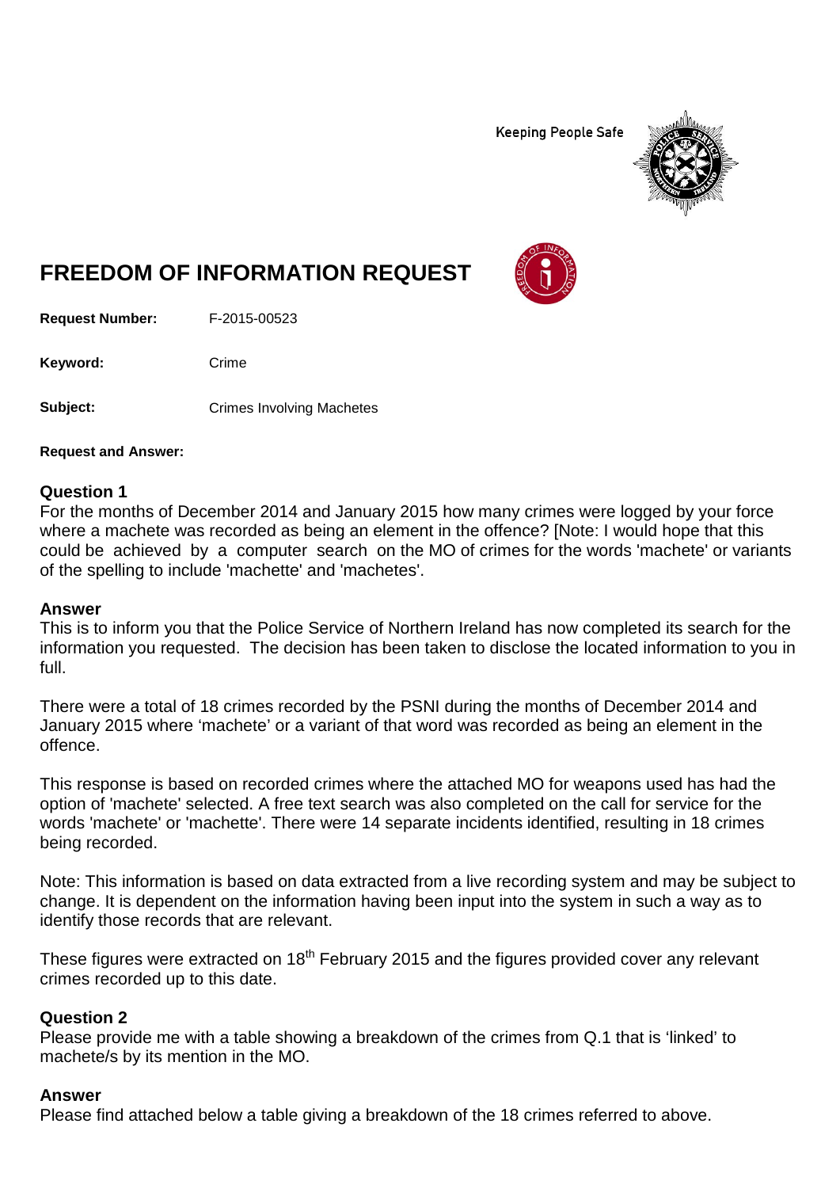Keeping People Safe

# FREEDOM OF INFORMATION REQUEST

**Request Number:** F-2015-00523

**Keyword:** Crime

**Subject:** Crimes Involving Machetes

**Request and Answer:**

## Question 1

For the months of December 2014 and January 2015 how many crimes were logged by your force where a machete was recorded as being an element in the offence? [Note: I would hope that this could be achieved by a computer search on the MO of crimes for the words 'machete' or variants of the spelling to include 'machette' and 'machetes'.

## Answer

This is to inform you that the Police Service of Northern Ireland has now completed its search for the information you requested. The decision has been taken to disclose the located information to you in full.

There were a total of 18 crimes recorded by the PSNI during the months of December 2014 and January 2015 where 'machete' or a variant of that word was recorded as being an element in the offence.

This response is based on recorded crimes where the attached MO for weapons used has had the option of 'machete' selected. A free text search was also completed on the call for service for the words 'machete' or 'machette'. There were 14 separate incidents identified, resulting in 18 crimes being recorded.

Note: This information is based on data extracted from a live recording system and may be subject to change. It is dependent on the information having been input into the system in such a way as to identify those records that are relevant.

These figures were extracted on 18th February 2015 and the figures provided cover any relevant crimes recorded up to this date.

## Question 2

Please provide me with a table showing a breakdown of the crimes from Q.1 that is 'linked' to machete/s by its mention in the MO.

## Answer

Please find attached below a table giving a breakdown of the 18 crimes referred to above.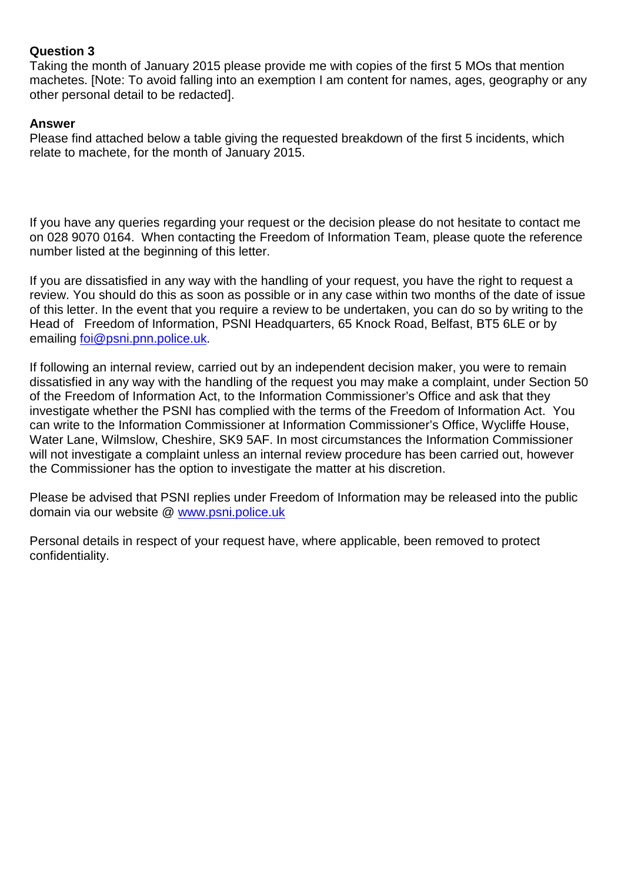**Question 3**
Taking the month of January 2015 please provide me with copies of the first 5 MOs that mention machetes. [Note: To avoid falling into an exemption I am content for names, ages, geography or any other personal detail to be redacted].

**Answer**
Please find attached below a table giving the requested breakdown of the first 5 incidents, which relate to machete, for the month of January 2015.

If you have any queries regarding your request or the decision please do not hesitate to contact me on 028 9070 0164. When contacting the Freedom of Information Team, please quote the reference number listed at the beginning of this letter.

If you are dissatisfied in any way with the handling of your request, you have the right to request a review. You should do this as soon as possible or in any case within two months of the date of issue of this letter. In the event that you require a review to be undertaken, you can do so by writing to the Head of Freedom of Information, PSNI Headquarters, 65 Knock Road, Belfast, BT5 6LE or by emailing foi@psni.pnn.police.uk.

If following an internal review, carried out by an independent decision maker, you were to remain dissatisfied in any way with the handling of the request you may make a complaint, under Section 50 of the Freedom of Information Act, to the Information Commissioner's Office and ask that they investigate whether the PSNI has complied with the terms of the Freedom of Information Act. You can write to the Information Commissioner at Information Commissioner's Office, Wycliffe House, Water Lane, Wilmslow, Cheshire, SK9 5AF. In most circumstances the Information Commissioner will not investigate a complaint unless an internal review procedure has been carried out, however the Commissioner has the option to investigate the matter at his discretion.

Please be advised that PSNI replies under Freedom of Information may be released into the public domain via our website @ www.psni.police.uk

Personal details in respect of your request have, where applicable, been removed to protect confidentiality.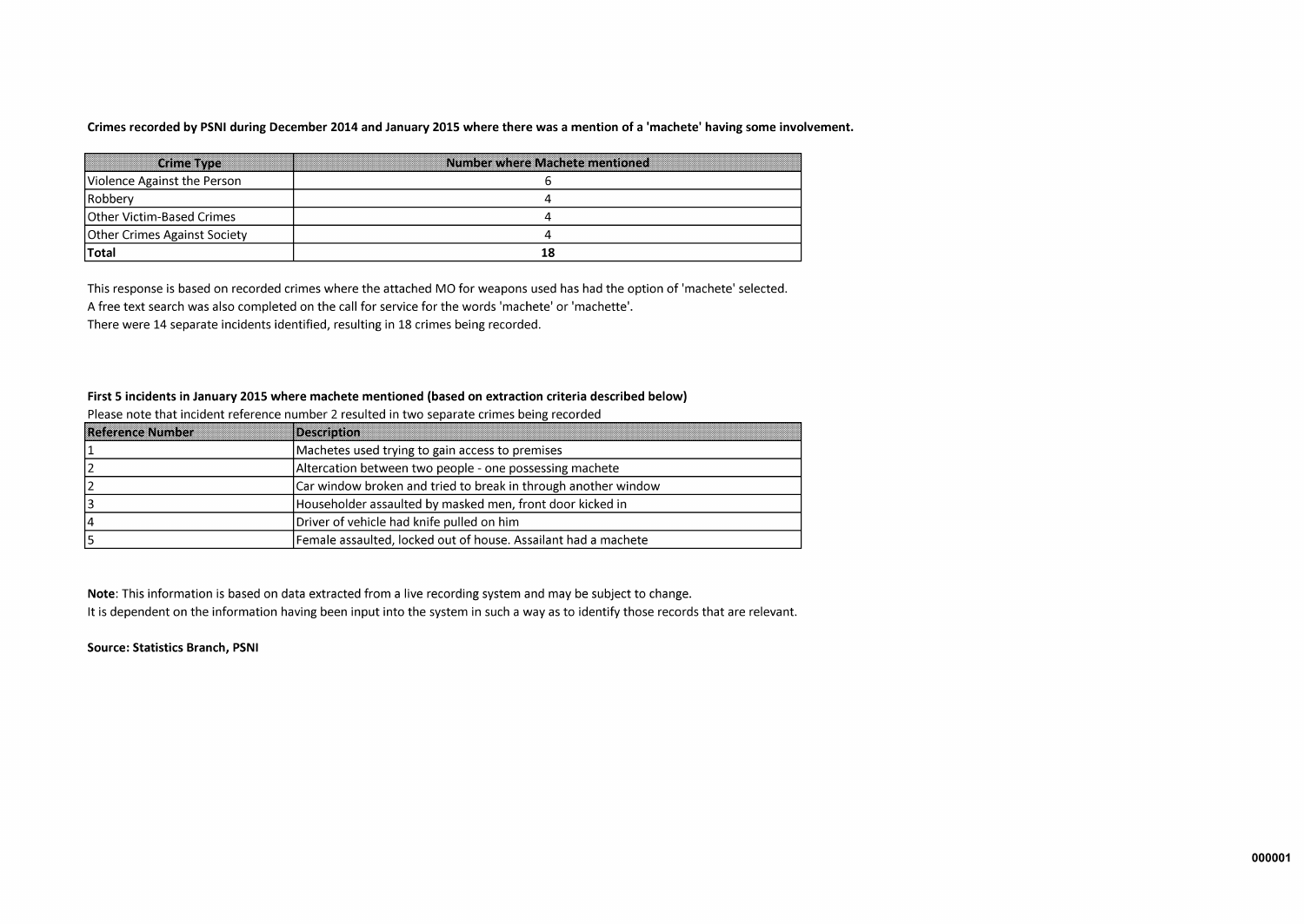**Crimes recorded by PSNI during December 2014 and January 2015 where there was a mention of a 'machete' having some involvement.**

| Crime Type | Number where Machete mentioned |
|---|---|
| Violence Against the Person | 6 |
| Robbery | 4 |
| Other Victim-Based Crimes | 4 |
| Other Crimes Against Society | 4 |
| **Total** | **18** |

This response is based on recorded crimes where the attached MO for weapons used has had the option of 'machete' selected.
A free text search was also completed on the call for service for the words 'machete' or 'machette'.
There were 14 separate incidents identified, resulting in 18 crimes being recorded.

**First 5 incidents in January 2015 where machete mentioned (based on extraction criteria described below)**

Please note that incident reference number 2 resulted in two separate crimes being recorded

| Reference Number | Description |
|---|---|
| 1 | Machetes used trying to gain access to premises |
| 2 | Altercation between two people - one possessing machete |
| 2 | Car window broken and tried to break in through another window |
| 3 | Householder assaulted by masked men, front door kicked in |
| 4 | Driver of vehicle had knife pulled on him |
| 5 | Female assaulted, locked out of house. Assailant had a machete |

**Note**: This information is based on data extracted from a live recording system and may be subject to change.
It is dependent on the information having been input into the system in such a way as to identify those records that are relevant.

**Source: Statistics Branch, PSNI**

000001